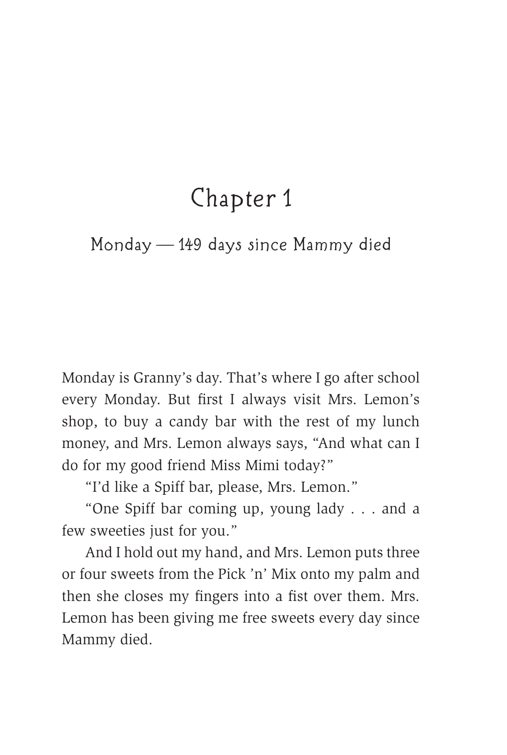# Chapter 1

## Monday — 149 days since Mammy died

Monday is Granny's day. That's where I go after school every Monday. But first I always visit Mrs. Lemon's shop, to buy a candy bar with the rest of my lunch money, and Mrs. Lemon always says, "And what can I do for my good friend Miss Mimi today?"

"I'd like a Spiff bar, please, Mrs. Lemon."

"One Spiff bar coming up, young lady . . . and a few sweeties just for you."

And I hold out my hand, and Mrs. Lemon puts three or four sweets from the Pick 'n' Mix onto my palm and then she closes my fingers into a fist over them. Mrs. Lemon has been giving me free sweets every day since Mammy died.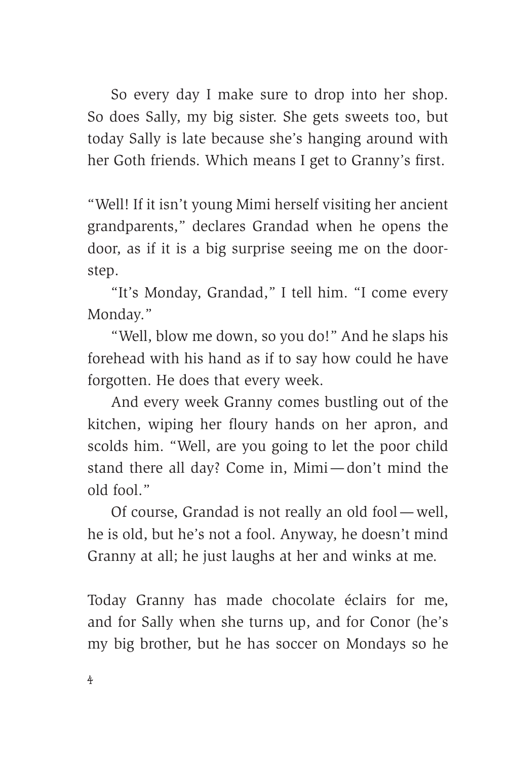So every day I make sure to drop into her shop. So does Sally, my big sister. She gets sweets too, but today Sally is late because she's hanging around with her Goth friends. Which means I get to Granny's first.

"Well! If it isn't young Mimi herself visiting her ancient grandparents," declares Grandad when he opens the door, as if it is a big surprise seeing me on the doorstep.

"It's Monday, Grandad," I tell him. "I come every Monday."

"Well, blow me down, so you do!" And he slaps his forehead with his hand as if to say how could he have forgotten. He does that every week.

And every week Granny comes bustling out of the kitchen, wiping her floury hands on her apron, and scolds him. "Well, are you going to let the poor child stand there all day? Come in, Mimi — don't mind the old fool."

Of course, Grandad is not really an old fool — well, he is old, but he's not a fool. Anyway, he doesn't mind Granny at all; he just laughs at her and winks at me.

Today Granny has made chocolate éclairs for me, and for Sally when she turns up, and for Conor (he's my big brother, but he has soccer on Mondays so he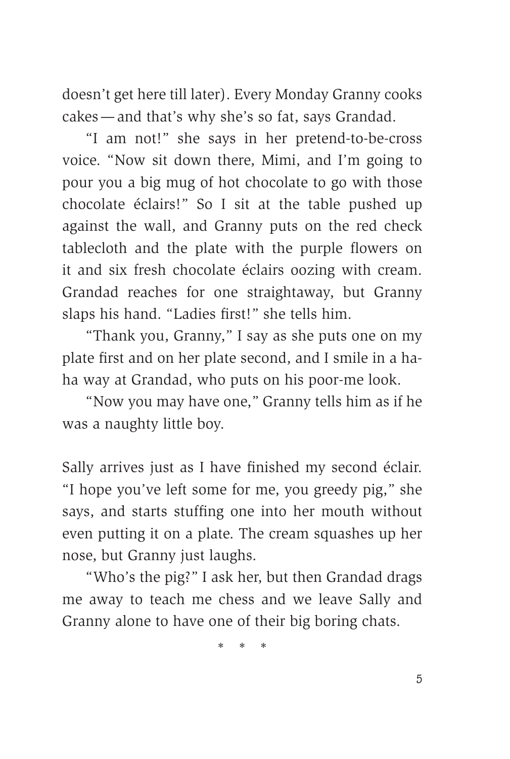doesn't get here till later). Every Monday Granny cooks cakes — and that's why she's so fat, says Grandad.

"I am not!" she says in her pretend-to-be-cross voice. "Now sit down there, Mimi, and I'm going to pour you a big mug of hot chocolate to go with those chocolate éclairs!" So I sit at the table pushed up against the wall, and Granny puts on the red check tablecloth and the plate with the purple flowers on it and six fresh chocolate éclairs oozing with cream. Grandad reaches for one straightaway, but Granny slaps his hand. "Ladies first!" she tells him.

"Thank you, Granny," I say as she puts one on my plate first and on her plate second, and I smile in a ha-ha way at Grandad, who puts on his poor-me look.

"Now you may have one," Granny tells him as if he was a naughty little boy.

Sally arrives just as I have finished my second éclair. "I hope you've left some for me, you greedy pig," she says, and starts stuffing one into her mouth without even putting it on a plate. The cream squashes up her nose, but Granny just laughs.

"Who's the pig?" I ask her, but then Grandad drags me away to teach me chess and we leave Sally and Granny alone to have one of their big boring chats.

\* \* \*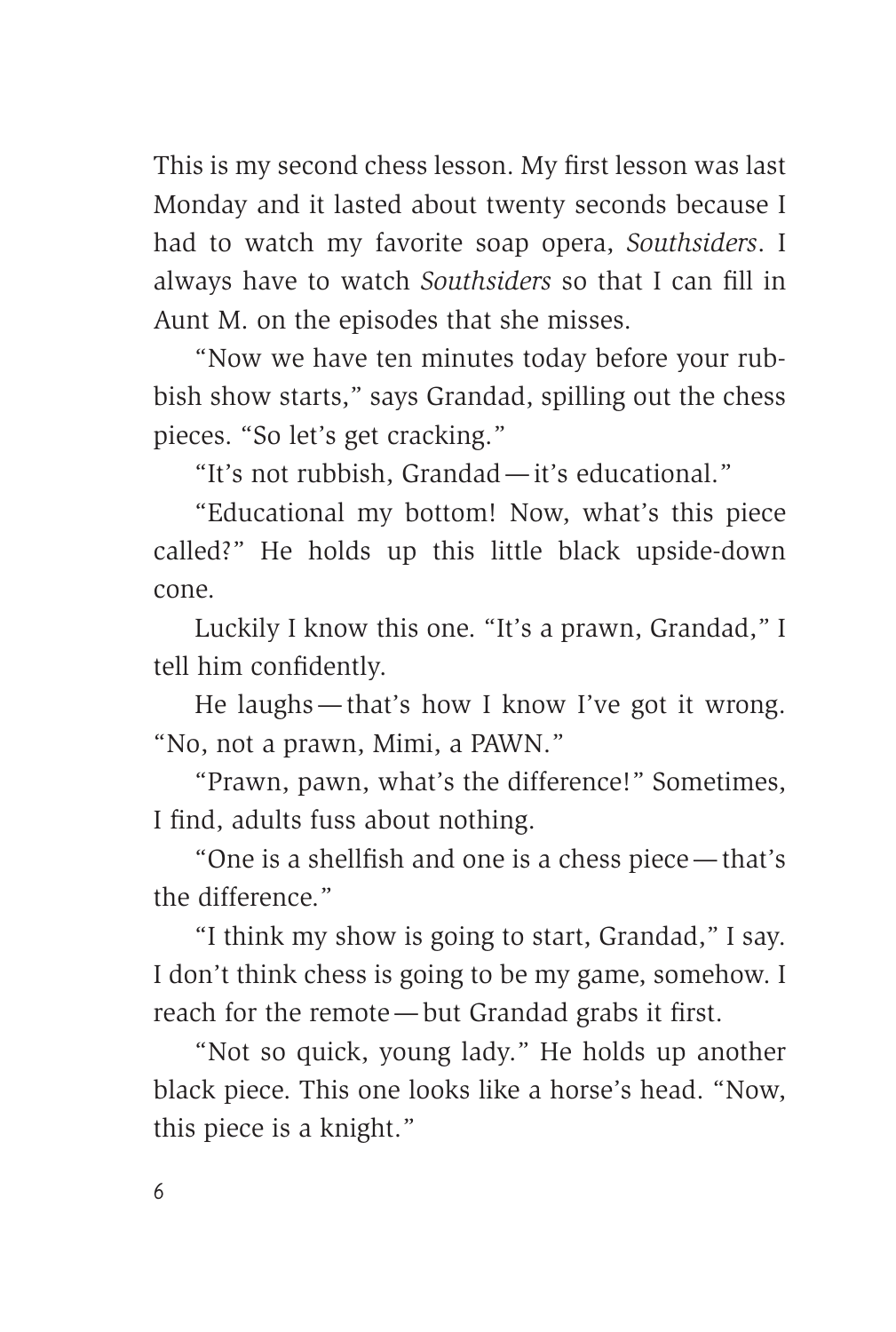This is my second chess lesson. My first lesson was last Monday and it lasted about twenty seconds because I had to watch my favorite soap opera, *Southsiders*. I always have to watch *Southsiders* so that I can fill in Aunt M. on the episodes that she misses.

"Now we have ten minutes today before your rubbish show starts," says Grandad, spilling out the chess pieces. "So let's get cracking."

"It's not rubbish, Grandad — it's educational."

"Educational my bottom! Now, what's this piece called?" He holds up this little black upside-down cone.

Luckily I know this one. "It's a prawn, Grandad," I tell him confidently.

He laughs — that's how I know I've got it wrong. "No, not a prawn, Mimi, a PAWN."

"Prawn, pawn, what's the difference!" Sometimes, I find, adults fuss about nothing.

"One is a shellfish and one is a chess piece — that's the difference."

"I think my show is going to start, Grandad," I say. I don't think chess is going to be my game, somehow. I reach for the remote — but Grandad grabs it first.

"Not so quick, young lady." He holds up another black piece. This one looks like a horse's head. "Now, this piece is a knight."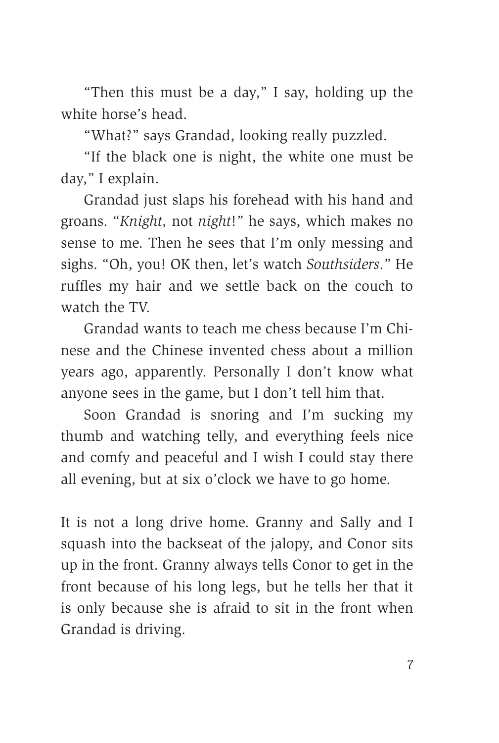"Then this must be a day," I say, holding up the white horse's head.

"What?" says Grandad, looking really puzzled.

"If the black one is night, the white one must be day," I explain.

Grandad just slaps his forehead with his hand and groans. "*Knight,* not *night*!" he says, which makes no sense to me. Then he sees that I'm only messing and sighs. "Oh, you! OK then, let's watch *Southsiders*." He ruffles my hair and we settle back on the couch to watch the TV.

Grandad wants to teach me chess because I'm Chinese and the Chinese invented chess about a million years ago, apparently. Personally I don't know what anyone sees in the game, but I don't tell him that.

Soon Grandad is snoring and I'm sucking my thumb and watching telly, and everything feels nice and comfy and peaceful and I wish I could stay there all evening, but at six o'clock we have to go home.

It is not a long drive home. Granny and Sally and I squash into the backseat of the jalopy, and Conor sits up in the front. Granny always tells Conor to get in the front because of his long legs, but he tells her that it is only because she is afraid to sit in the front when Grandad is driving.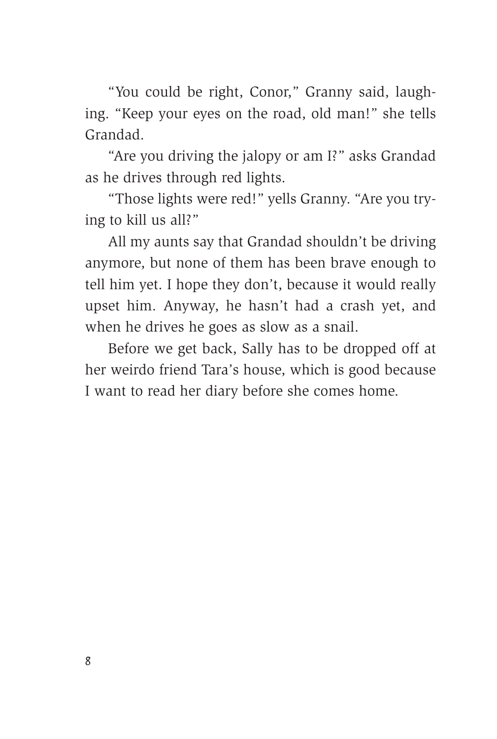"You could be right, Conor," Granny said, laughing. "Keep your eyes on the road, old man!" she tells Grandad.

"Are you driving the jalopy or am I?" asks Grandad as he drives through red lights.

"Those lights were red!" yells Granny. "Are you trying to kill us all?"

All my aunts say that Grandad shouldn't be driving anymore, but none of them has been brave enough to tell him yet. I hope they don't, because it would really upset him. Anyway, he hasn't had a crash yet, and when he drives he goes as slow as a snail.

Before we get back, Sally has to be dropped off at her weirdo friend Tara's house, which is good because I want to read her diary before she comes home.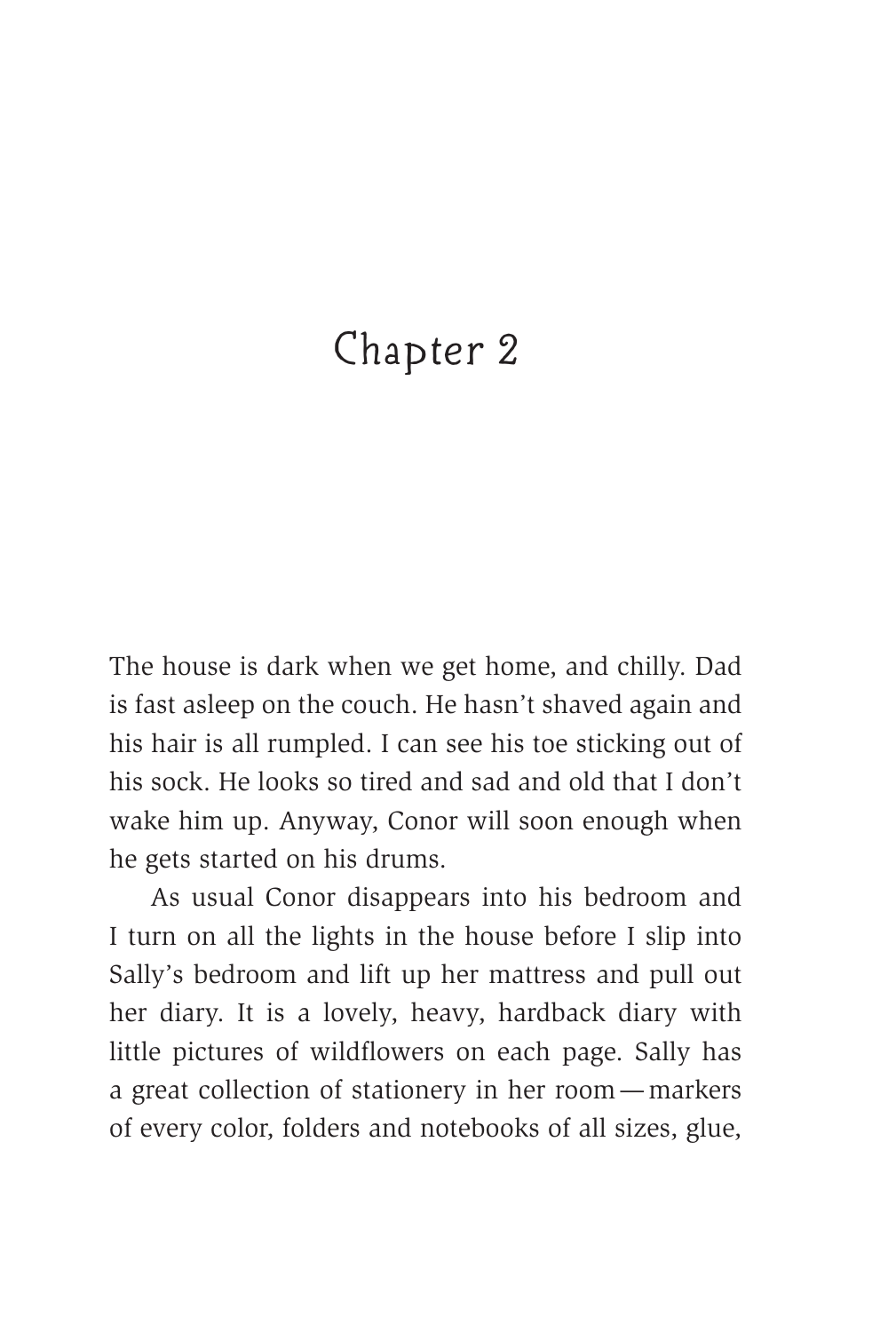# Chapter 2

The house is dark when we get home, and chilly. Dad is fast asleep on the couch. He hasn't shaved again and his hair is all rumpled. I can see his toe sticking out of his sock. He looks so tired and sad and old that I don't wake him up. Anyway, Conor will soon enough when he gets started on his drums.

As usual Conor disappears into his bedroom and I turn on all the lights in the house before I slip into Sally's bedroom and lift up her mattress and pull out her diary. It is a lovely, heavy, hardback diary with little pictures of wildflowers on each page. Sally has a great collection of stationery in her room — markers of every color, folders and notebooks of all sizes, glue,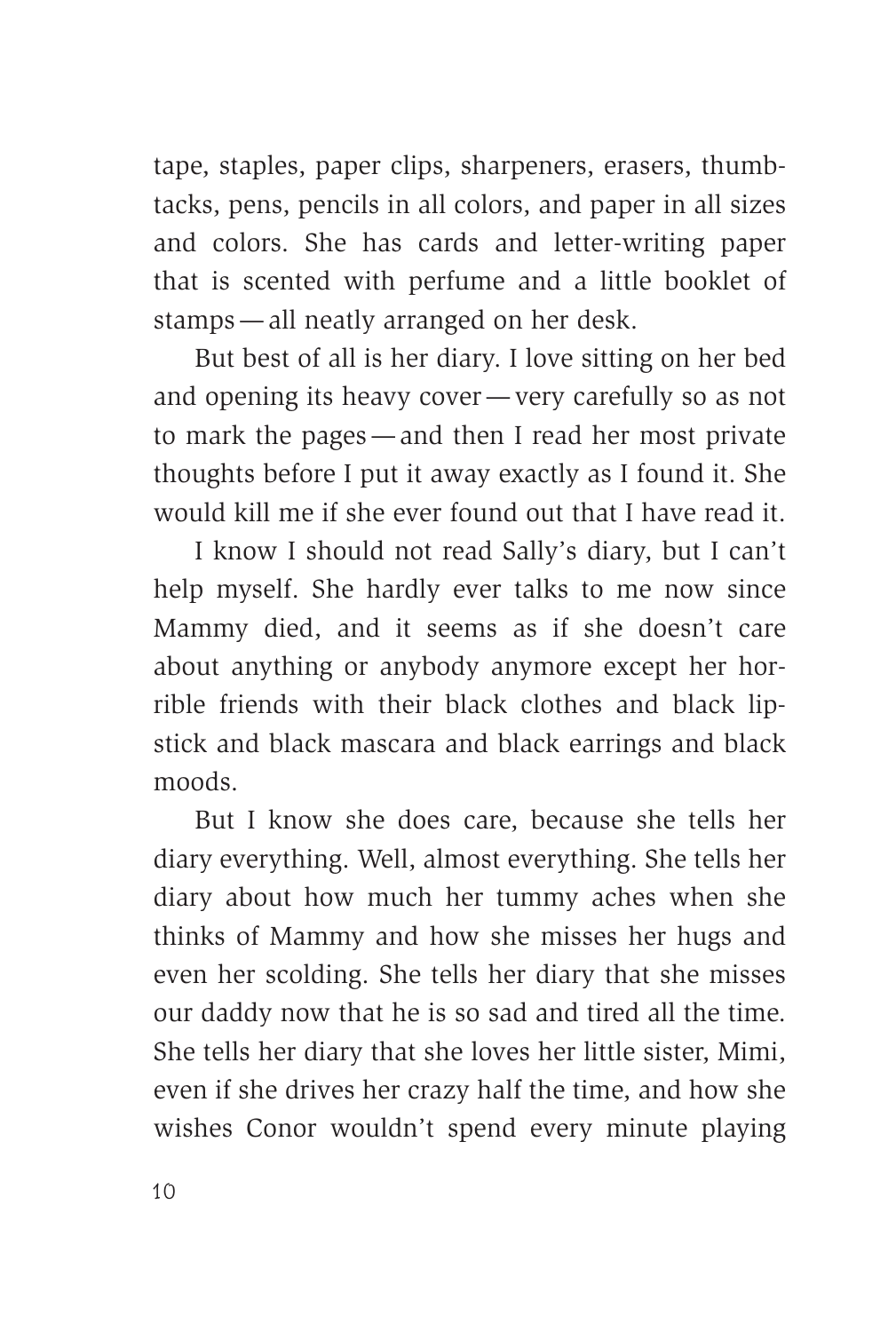tape, staples, paper clips, sharpeners, erasers, thumbtacks, pens, pencils in all colors, and paper in all sizes and colors. She has cards and letter-writing paper that is scented with perfume and a little booklet of stamps — all neatly arranged on her desk.

But best of all is her diary. I love sitting on her bed and opening its heavy cover — very carefully so as not to mark the pages — and then I read her most private thoughts before I put it away exactly as I found it. She would kill me if she ever found out that I have read it.

I know I should not read Sally's diary, but I can't help myself. She hardly ever talks to me now since Mammy died, and it seems as if she doesn't care about anything or anybody anymore except her horrible friends with their black clothes and black lipstick and black mascara and black earrings and black moods.

But I know she does care, because she tells her diary everything. Well, almost everything. She tells her diary about how much her tummy aches when she thinks of Mammy and how she misses her hugs and even her scolding. She tells her diary that she misses our daddy now that he is so sad and tired all the time. She tells her diary that she loves her little sister, Mimi, even if she drives her crazy half the time, and how she wishes Conor wouldn't spend every minute playing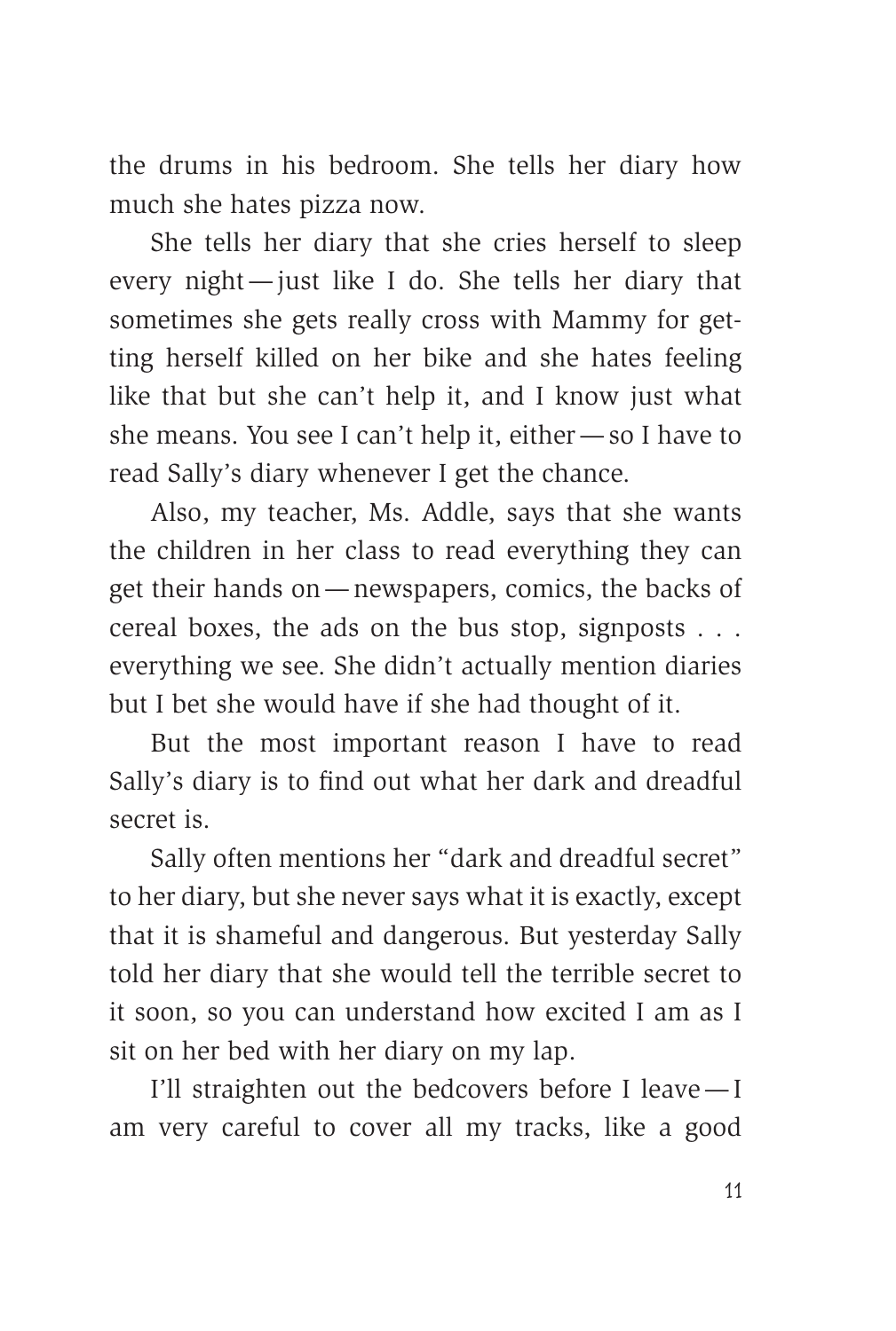the drums in his bedroom. She tells her diary how much she hates pizza now.

She tells her diary that she cries herself to sleep every night — just like I do. She tells her diary that sometimes she gets really cross with Mammy for getting herself killed on her bike and she hates feeling like that but she can't help it, and I know just what she means. You see I can't help it, either — so I have to read Sally's diary whenever I get the chance.

Also, my teacher, Ms. Addle, says that she wants the children in her class to read everything they can get their hands on — newspapers, comics, the backs of cereal boxes, the ads on the bus stop, signposts . . . everything we see. She didn't actually mention diaries but I bet she would have if she had thought of it.

But the most important reason I have to read Sally's diary is to find out what her dark and dreadful secret is.

Sally often mentions her "dark and dreadful secret" to her diary, but she never says what it is exactly, except that it is shameful and dangerous. But yesterday Sally told her diary that she would tell the terrible secret to it soon, so you can understand how excited I am as I sit on her bed with her diary on my lap.

I'll straighten out the bedcovers before I leave — I am very careful to cover all my tracks, like a good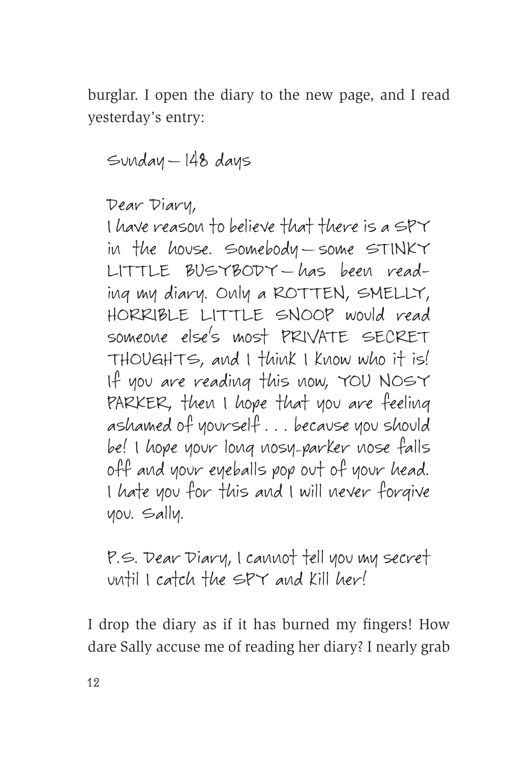burglar. I open the diary to the new page, and I read yesterday's entry:

Sunday — 148 days

Dear Diary,
I have reason to believe that there is a SPY in the house. Somebody — some STINKY LITTLE BUSYBODY — has been reading my diary. Only a ROTTEN, SMELLY, HORRIBLE LITTLE SNOOP would read someone else's most PRIVATE SECRET THOUGHTS, and I think I know who it is! If you are reading this now, YOU NOSY PARKER, then I hope that you are feeling ashamed of yourself . . . because you should be! I hope your long nosy-parker nose falls off and your eyeballs pop out of your head. I hate you for this and I will never forgive you. Sally.

P.S. Dear Diary, I cannot tell you my secret until I catch the SPY and kill her!

I drop the diary as if it has burned my fingers! How dare Sally accuse me of reading her diary? I nearly grab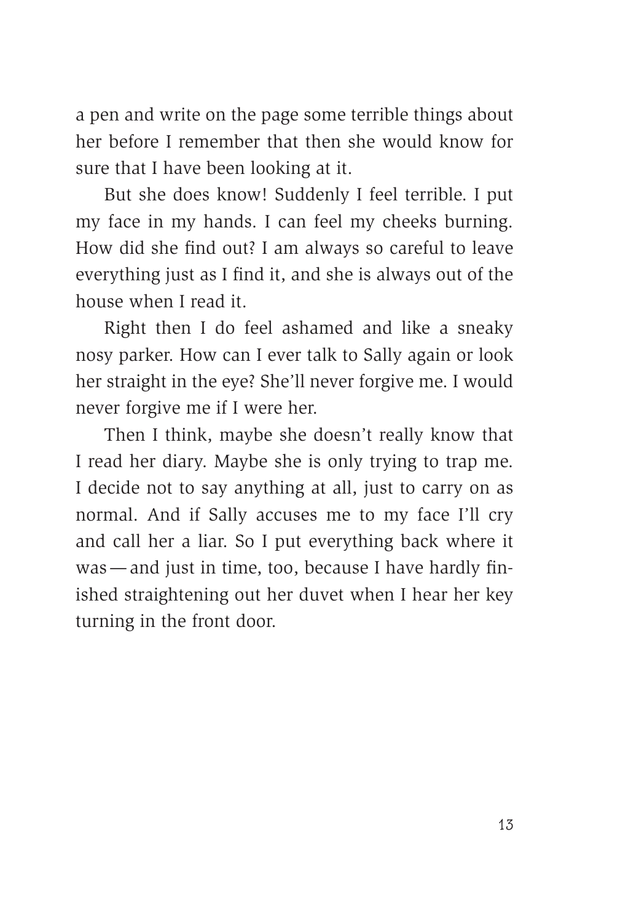a pen and write on the page some terrible things about her before I remember that then she would know for sure that I have been looking at it.

But she does know! Suddenly I feel terrible. I put my face in my hands. I can feel my cheeks burning. How did she find out? I am always so careful to leave everything just as I find it, and she is always out of the house when I read it.

Right then I do feel ashamed and like a sneaky nosy parker. How can I ever talk to Sally again or look her straight in the eye? She'll never forgive me. I would never forgive me if I were her.

Then I think, maybe she doesn't really know that I read her diary. Maybe she is only trying to trap me. I decide not to say anything at all, just to carry on as normal. And if Sally accuses me to my face I'll cry and call her a liar. So I put everything back where it was — and just in time, too, because I have hardly finished straightening out her duvet when I hear her key turning in the front door.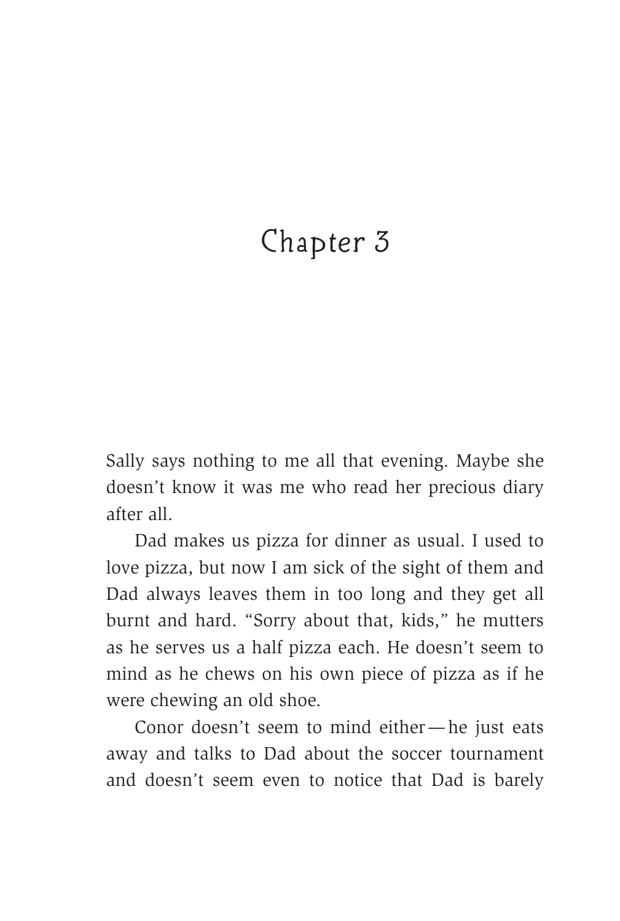# Chapter 3

Sally says nothing to me all that evening. Maybe she doesn't know it was me who read her precious diary after all.

Dad makes us pizza for dinner as usual. I used to love pizza, but now I am sick of the sight of them and Dad always leaves them in too long and they get all burnt and hard. "Sorry about that, kids," he mutters as he serves us a half pizza each. He doesn't seem to mind as he chews on his own piece of pizza as if he were chewing an old shoe.

Conor doesn't seem to mind either — he just eats away and talks to Dad about the soccer tournament and doesn't seem even to notice that Dad is barely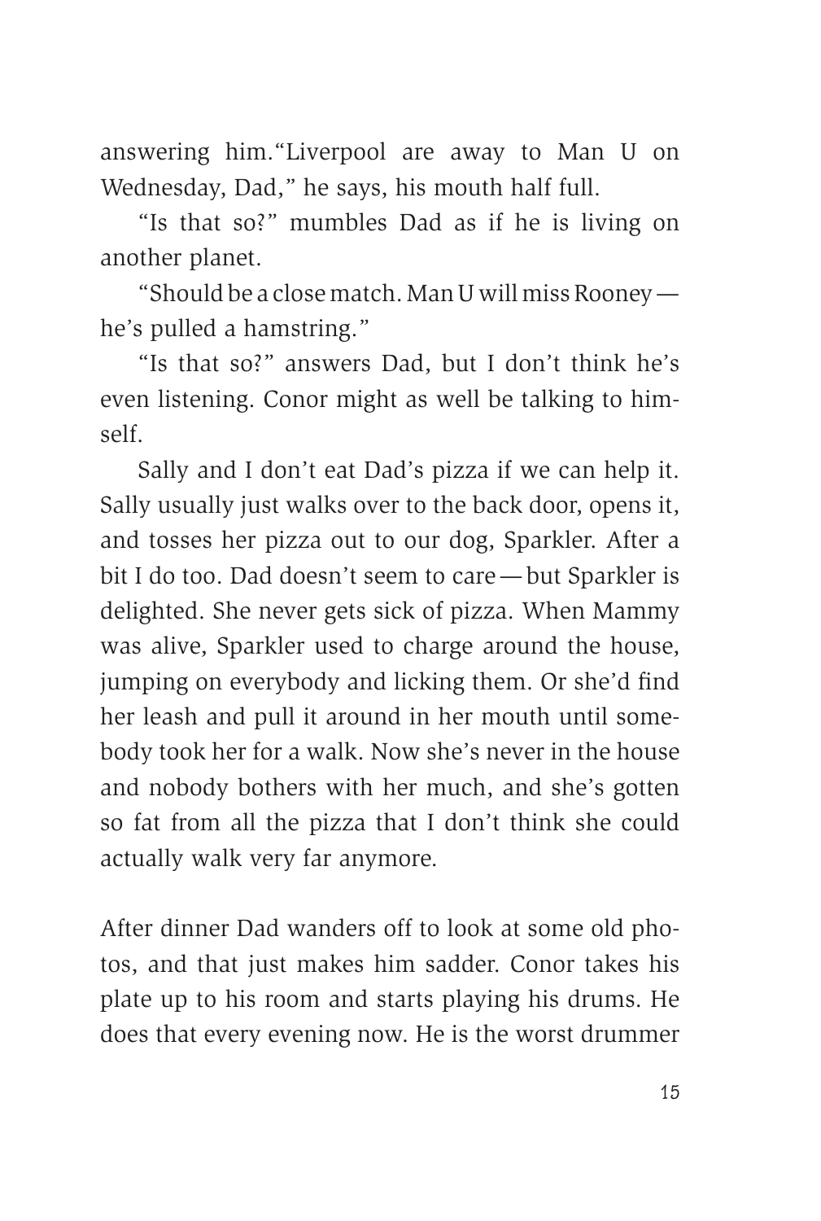answering him. "Liverpool are away to Man U on Wednesday, Dad," he says, his mouth half full.

"Is that so?" mumbles Dad as if he is living on another planet.

"Should be a close match. Man U will miss Rooney — he's pulled a hamstring."

"Is that so?" answers Dad, but I don't think he's even listening. Conor might as well be talking to himself.

Sally and I don't eat Dad's pizza if we can help it. Sally usually just walks over to the back door, opens it, and tosses her pizza out to our dog, Sparkler. After a bit I do too. Dad doesn't seem to care — but Sparkler is delighted. She never gets sick of pizza. When Mammy was alive, Sparkler used to charge around the house, jumping on everybody and licking them. Or she'd find her leash and pull it around in her mouth until somebody took her for a walk. Now she's never in the house and nobody bothers with her much, and she's gotten so fat from all the pizza that I don't think she could actually walk very far anymore.

After dinner Dad wanders off to look at some old photos, and that just makes him sadder. Conor takes his plate up to his room and starts playing his drums. He does that every evening now. He is the worst drummer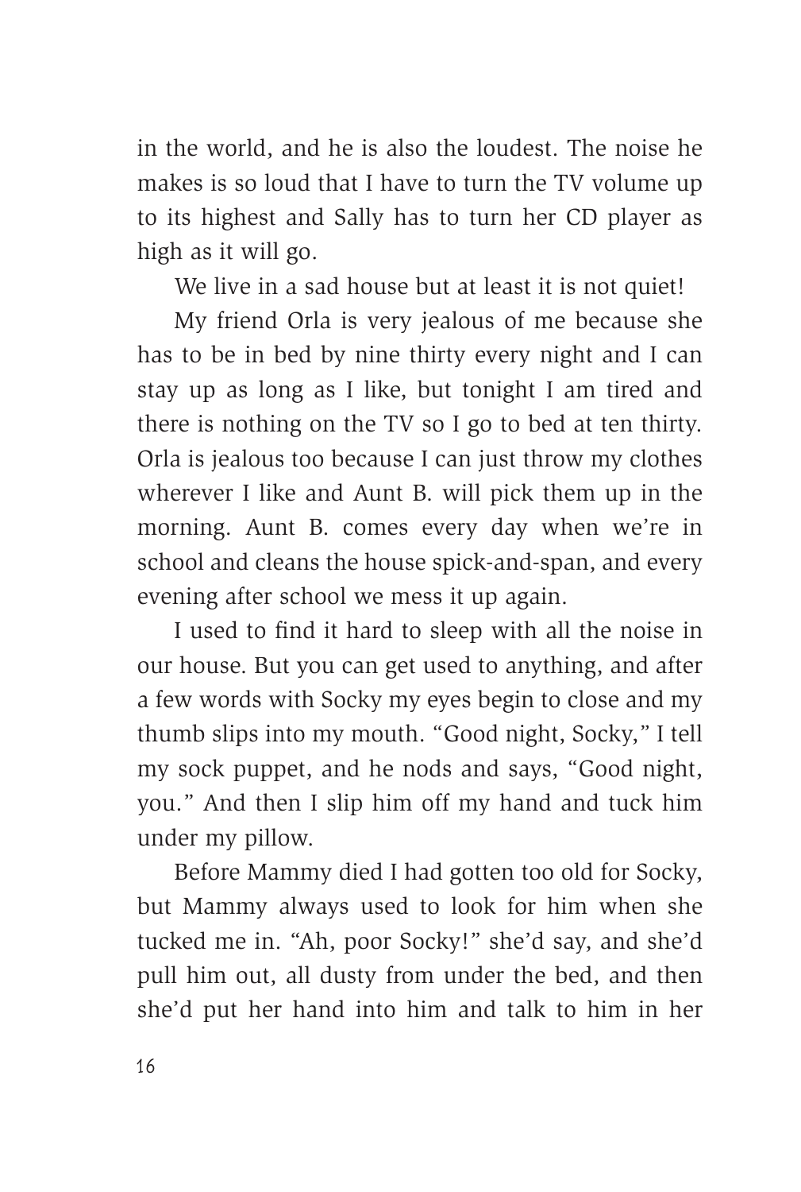in the world, and he is also the loudest. The noise he makes is so loud that I have to turn the TV volume up to its highest and Sally has to turn her CD player as high as it will go.

We live in a sad house but at least it is not quiet!

My friend Orla is very jealous of me because she has to be in bed by nine thirty every night and I can stay up as long as I like, but tonight I am tired and there is nothing on the TV so I go to bed at ten thirty. Orla is jealous too because I can just throw my clothes wherever I like and Aunt B. will pick them up in the morning. Aunt B. comes every day when we're in school and cleans the house spick-and-span, and every evening after school we mess it up again.

I used to find it hard to sleep with all the noise in our house. But you can get used to anything, and after a few words with Socky my eyes begin to close and my thumb slips into my mouth. "Good night, Socky," I tell my sock puppet, and he nods and says, "Good night, you." And then I slip him off my hand and tuck him under my pillow.

Before Mammy died I had gotten too old for Socky, but Mammy always used to look for him when she tucked me in. "Ah, poor Socky!" she'd say, and she'd pull him out, all dusty from under the bed, and then she'd put her hand into him and talk to him in her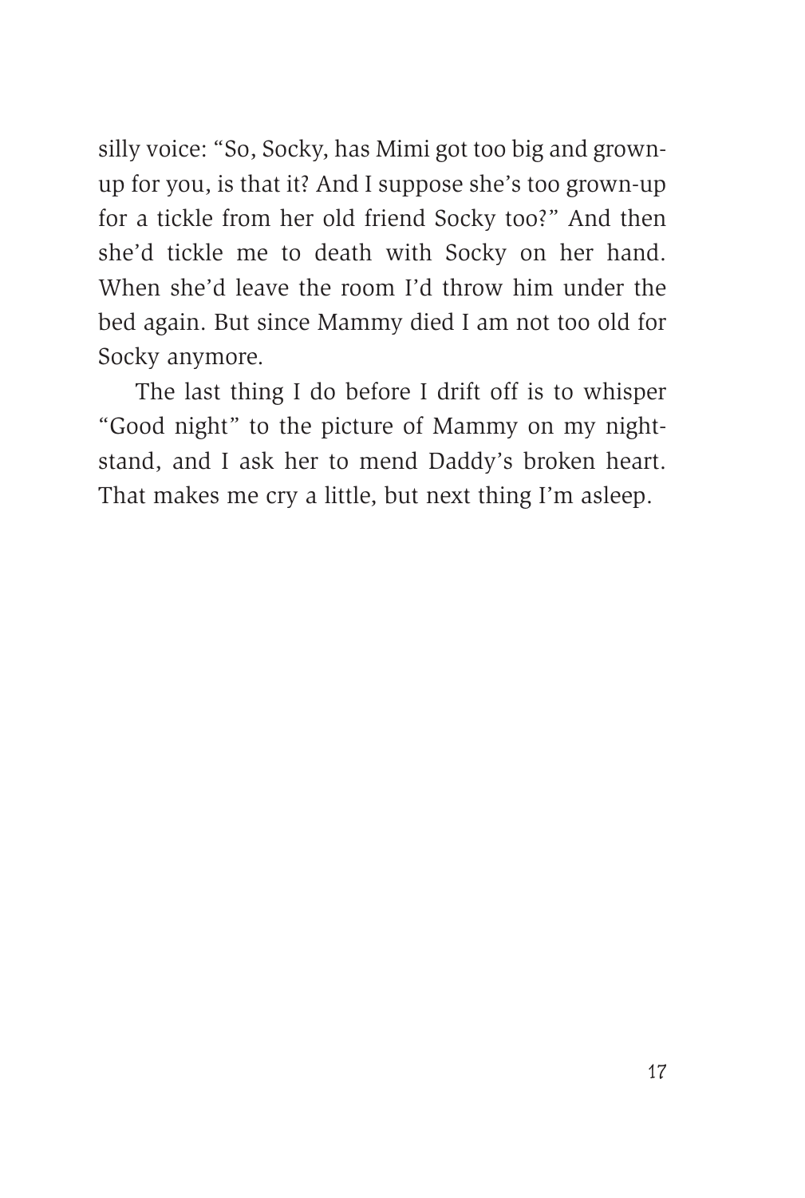silly voice: "So, Socky, has Mimi got too big and grown-up for you, is that it? And I suppose she's too grown-up for a tickle from her old friend Socky too?" And then she'd tickle me to death with Socky on her hand. When she'd leave the room I'd throw him under the bed again. But since Mammy died I am not too old for Socky anymore.

The last thing I do before I drift off is to whisper "Good night" to the picture of Mammy on my nightstand, and I ask her to mend Daddy's broken heart. That makes me cry a little, but next thing I'm asleep.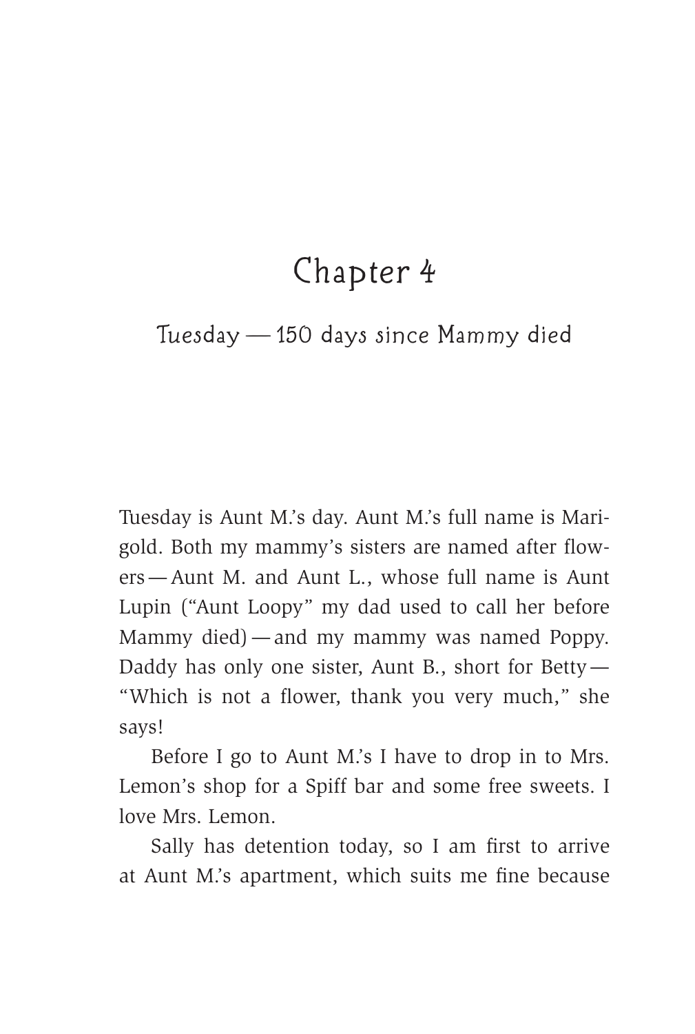# Chapter 4

## Tuesday — 150 days since Mammy died

Tuesday is Aunt M.'s day. Aunt M.'s full name is Marigold. Both my mammy's sisters are named after flowers — Aunt M. and Aunt L., whose full name is Aunt Lupin ("Aunt Loopy" my dad used to call her before Mammy died) — and my mammy was named Poppy. Daddy has only one sister, Aunt B., short for Betty — "Which is not a flower, thank you very much," she says!

Before I go to Aunt M.'s I have to drop in to Mrs. Lemon's shop for a Spiff bar and some free sweets. I love Mrs. Lemon.

Sally has detention today, so I am first to arrive at Aunt M.'s apartment, which suits me fine because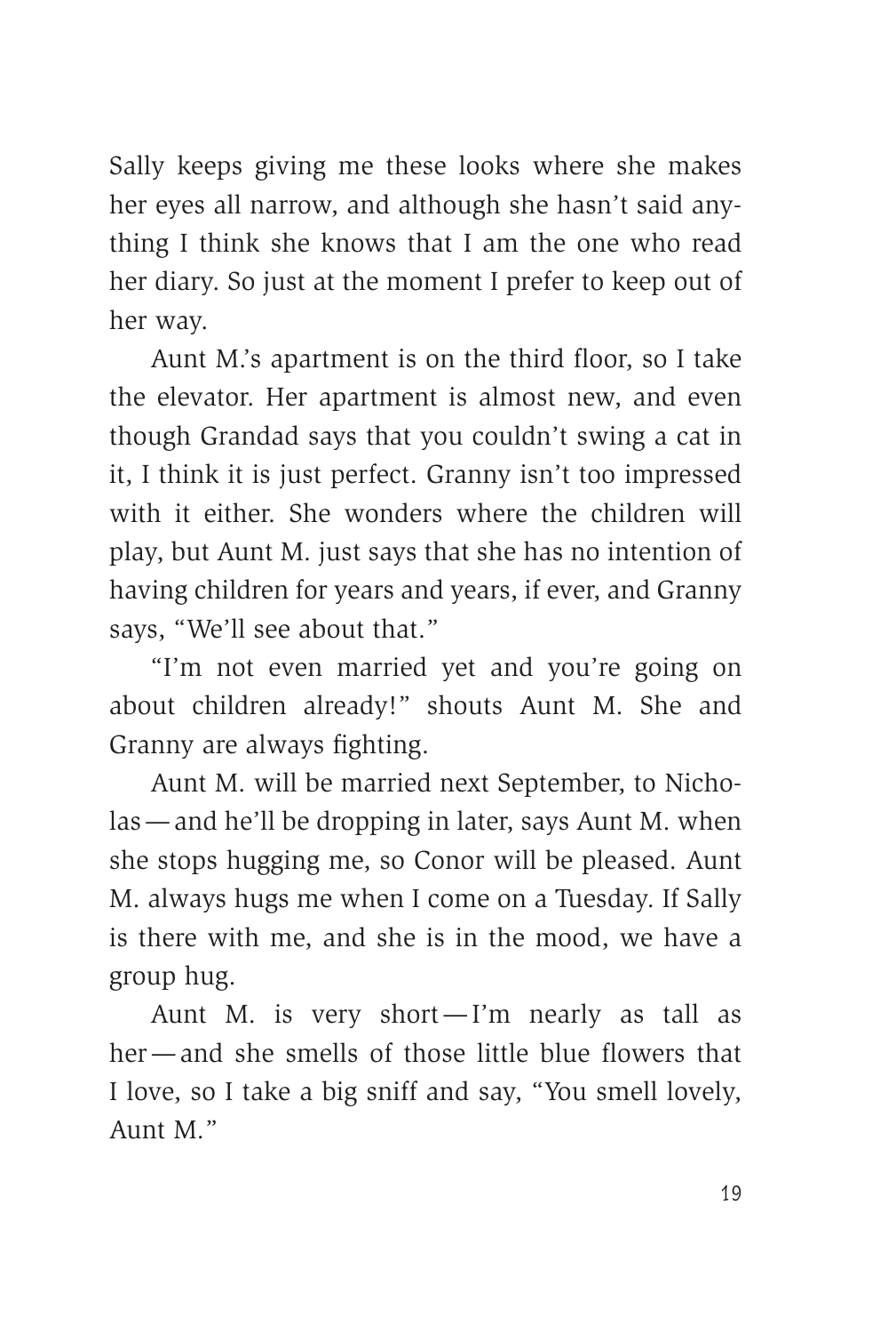Sally keeps giving me these looks where she makes her eyes all narrow, and although she hasn't said anything I think she knows that I am the one who read her diary. So just at the moment I prefer to keep out of her way.

Aunt M.'s apartment is on the third floor, so I take the elevator. Her apartment is almost new, and even though Grandad says that you couldn't swing a cat in it, I think it is just perfect. Granny isn't too impressed with it either. She wonders where the children will play, but Aunt M. just says that she has no intention of having children for years and years, if ever, and Granny says, "We'll see about that."

"I'm not even married yet and you're going on about children already!" shouts Aunt M. She and Granny are always fighting.

Aunt M. will be married next September, to Nicholas — and he'll be dropping in later, says Aunt M. when she stops hugging me, so Conor will be pleased. Aunt M. always hugs me when I come on a Tuesday. If Sally is there with me, and she is in the mood, we have a group hug.

Aunt M. is very short — I'm nearly as tall as her — and she smells of those little blue flowers that I love, so I take a big sniff and say, "You smell lovely, Aunt M."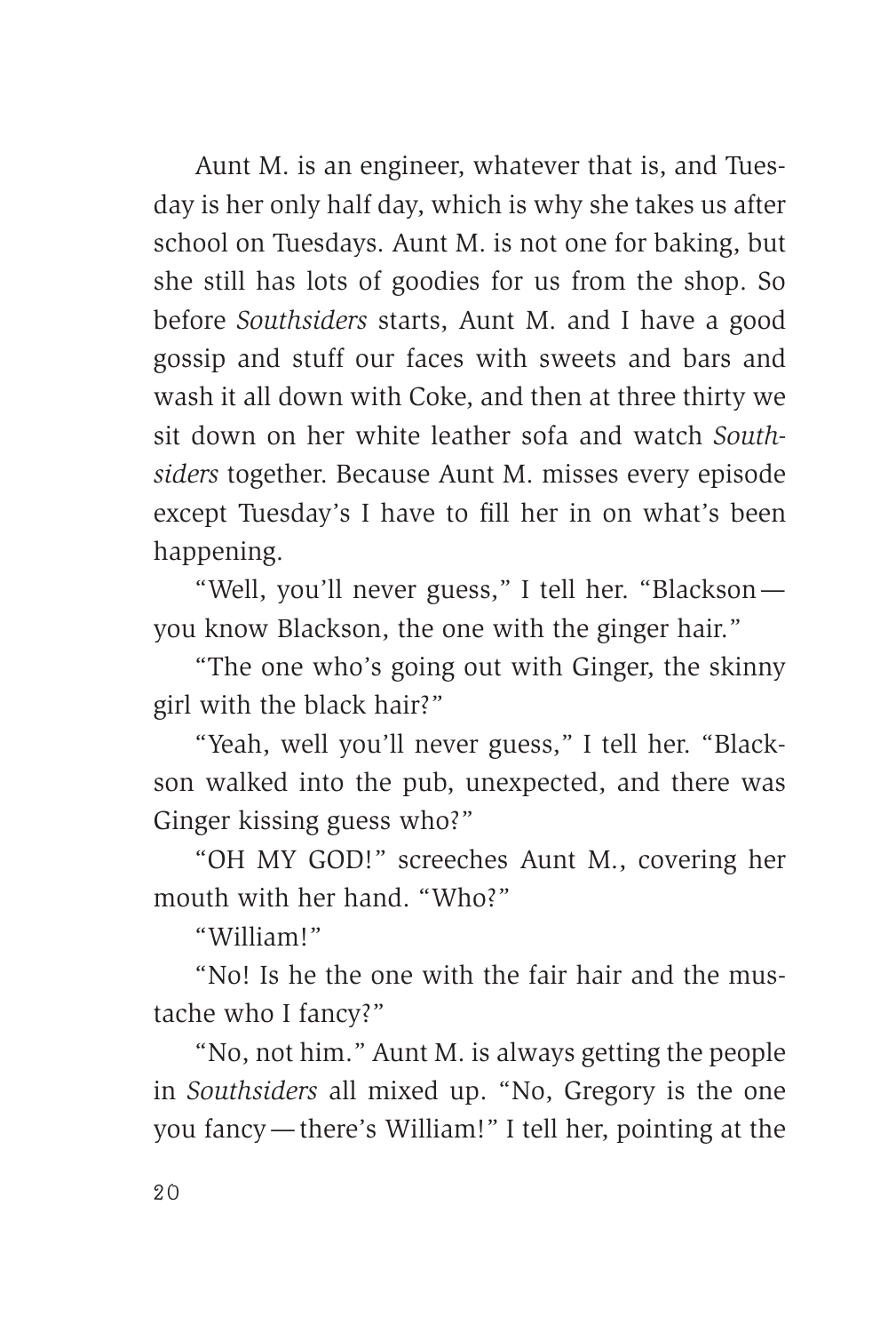Aunt M. is an engineer, whatever that is, and Tuesday is her only half day, which is why she takes us after school on Tuesdays. Aunt M. is not one for baking, but she still has lots of goodies for us from the shop. So before *Southsiders* starts, Aunt M. and I have a good gossip and stuff our faces with sweets and bars and wash it all down with Coke, and then at three thirty we sit down on her white leather sofa and watch *Southsiders* together. Because Aunt M. misses every episode except Tuesday's I have to fill her in on what's been happening.

"Well, you'll never guess," I tell her. "Blackson — you know Blackson, the one with the ginger hair."

"The one who's going out with Ginger, the skinny girl with the black hair?"

"Yeah, well you'll never guess," I tell her. "Blackson walked into the pub, unexpected, and there was Ginger kissing guess who?"

"OH MY GOD!" screeches Aunt M., covering her mouth with her hand. "Who?"

"William!"

"No! Is he the one with the fair hair and the mustache who I fancy?"

"No, not him." Aunt M. is always getting the people in *Southsiders* all mixed up. "No, Gregory is the one you fancy — there's William!" I tell her, pointing at the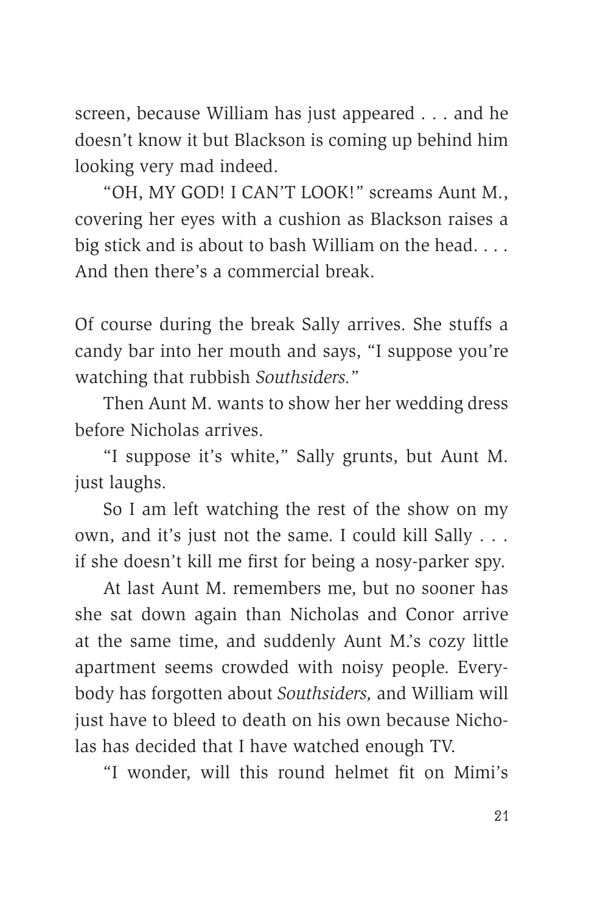screen, because William has just appeared . . . and he doesn't know it but Blackson is coming up behind him looking very mad indeed.

"OH, MY GOD! I CAN'T LOOK!" screams Aunt M., covering her eyes with a cushion as Blackson raises a big stick and is about to bash William on the head. . . . And then there's a commercial break.

Of course during the break Sally arrives. She stuffs a candy bar into her mouth and says, "I suppose you're watching that rubbish *Southsiders.*"

Then Aunt M. wants to show her her wedding dress before Nicholas arrives.

"I suppose it's white," Sally grunts, but Aunt M. just laughs.

So I am left watching the rest of the show on my own, and it's just not the same. I could kill Sally . . . if she doesn't kill me first for being a nosy-parker spy.

At last Aunt M. remembers me, but no sooner has she sat down again than Nicholas and Conor arrive at the same time, and suddenly Aunt M.'s cozy little apartment seems crowded with noisy people. Everybody has forgotten about *Southsiders,* and William will just have to bleed to death on his own because Nicholas has decided that I have watched enough TV.

"I wonder, will this round helmet fit on Mimi's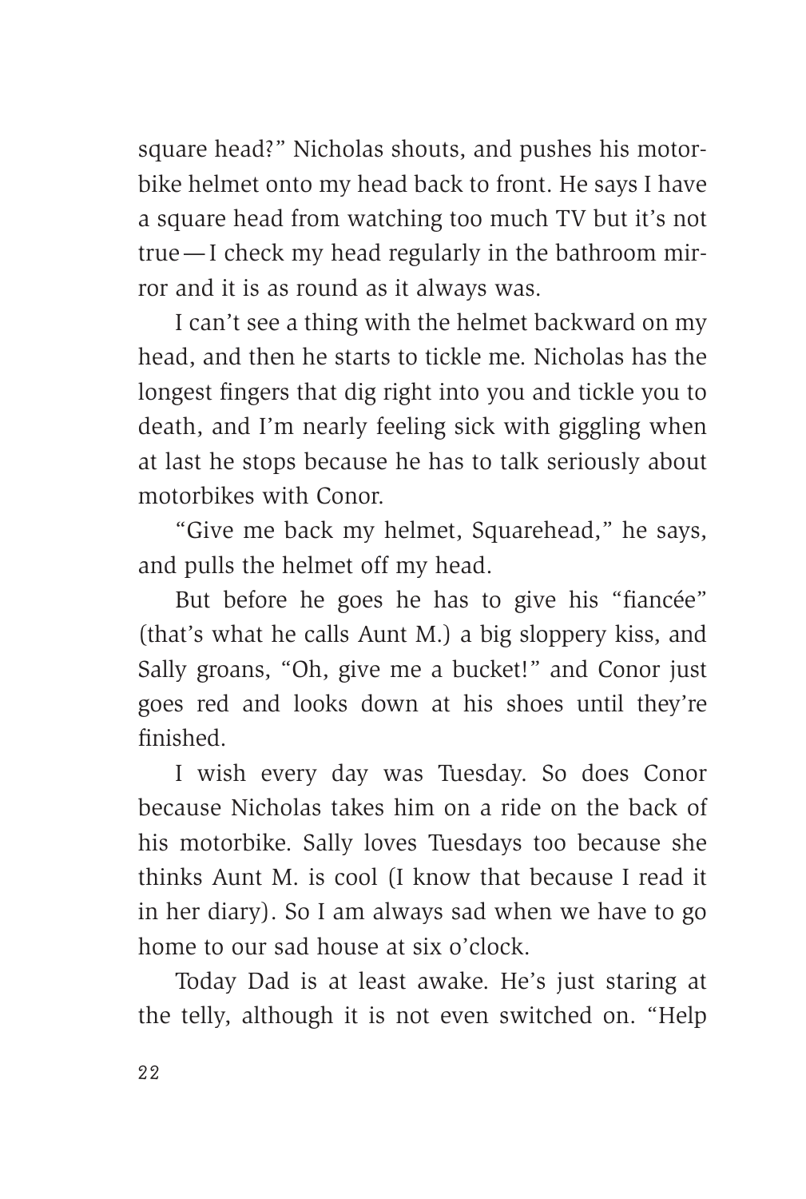square head?" Nicholas shouts, and pushes his motorbike helmet onto my head back to front. He says I have a square head from watching too much TV but it's not true—I check my head regularly in the bathroom mirror and it is as round as it always was.

I can't see a thing with the helmet backward on my head, and then he starts to tickle me. Nicholas has the longest fingers that dig right into you and tickle you to death, and I'm nearly feeling sick with giggling when at last he stops because he has to talk seriously about motorbikes with Conor.

"Give me back my helmet, Squarehead," he says, and pulls the helmet off my head.

But before he goes he has to give his "fiancée" (that's what he calls Aunt M.) a big sloppery kiss, and Sally groans, "Oh, give me a bucket!" and Conor just goes red and looks down at his shoes until they're finished.

I wish every day was Tuesday. So does Conor because Nicholas takes him on a ride on the back of his motorbike. Sally loves Tuesdays too because she thinks Aunt M. is cool (I know that because I read it in her diary). So I am always sad when we have to go home to our sad house at six o'clock.

Today Dad is at least awake. He's just staring at the telly, although it is not even switched on. "Help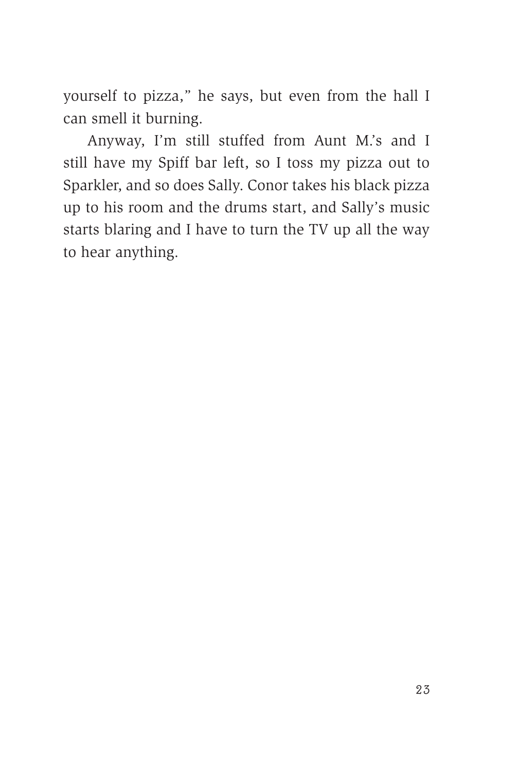yourself to pizza," he says, but even from the hall I can smell it burning.

Anyway, I'm still stuffed from Aunt M.'s and I still have my Spiff bar left, so I toss my pizza out to Sparkler, and so does Sally. Conor takes his black pizza up to his room and the drums start, and Sally's music starts blaring and I have to turn the TV up all the way to hear anything.